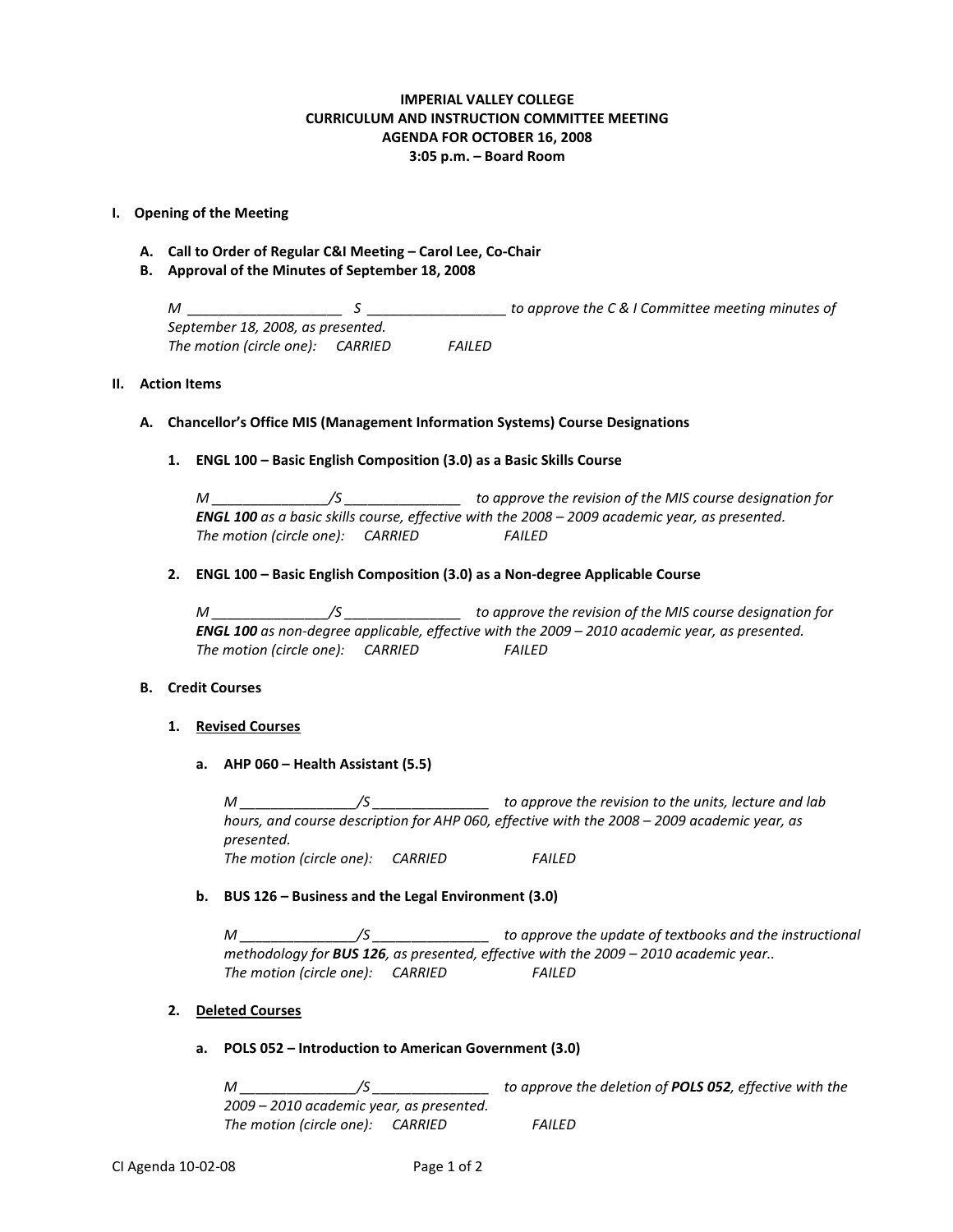**IMPERIAL VALLEY COLLEGE**
**CURRICULUM AND INSTRUCTION COMMITTEE MEETING**
**AGENDA FOR OCTOBER 16, 2008**
**3:05 p.m. – Board Room**

## I. Opening of the Meeting

**A. Call to Order of Regular C&I Meeting – Carol Lee, Co-Chair**

**B. Approval of the Minutes of September 18, 2008**

*M ____________________ S __________________ to approve the C & I Committee meeting minutes of September 18, 2008, as presented.*
*The motion (circle one): CARRIED FAILED*

## II. Action Items

### A. Chancellor's Office MIS (Management Information Systems) Course Designations

**1. ENGL 100 – Basic English Composition (3.0) as a Basic Skills Course**

*M _______________/S _______________ to approve the revision of the MIS course designation for* ***ENGL 100*** *as a basic skills course, effective with the 2008 – 2009 academic year, as presented.*
*The motion (circle one): CARRIED FAILED*

**2. ENGL 100 – Basic English Composition (3.0) as a Non-degree Applicable Course**

*M _______________/S _______________ to approve the revision of the MIS course designation for* ***ENGL 100*** *as non-degree applicable, effective with the 2009 – 2010 academic year, as presented.*
*The motion (circle one): CARRIED FAILED*

### B. Credit Courses

**1. <u>Revised Courses</u>**

**a. AHP 060 – Health Assistant (5.5)**

*M _______________/S _______________ to approve the revision to the units, lecture and lab hours, and course description for AHP 060, effective with the 2008 – 2009 academic year, as presented.*
*The motion (circle one): CARRIED FAILED*

**b. BUS 126 – Business and the Legal Environment (3.0)**

*M _______________/S _______________ to approve the update of textbooks and the instructional methodology for* ***BUS 126****, as presented, effective with the 2009 – 2010 academic year..*
*The motion (circle one): CARRIED FAILED*

**2. <u>Deleted Courses</u>**

**a. POLS 052 – Introduction to American Government (3.0)**

*M _______________/S _______________ to approve the deletion of* ***POLS 052****, effective with the 2009 – 2010 academic year, as presented.*
*The motion (circle one): CARRIED FAILED*

CI Agenda 10-02-08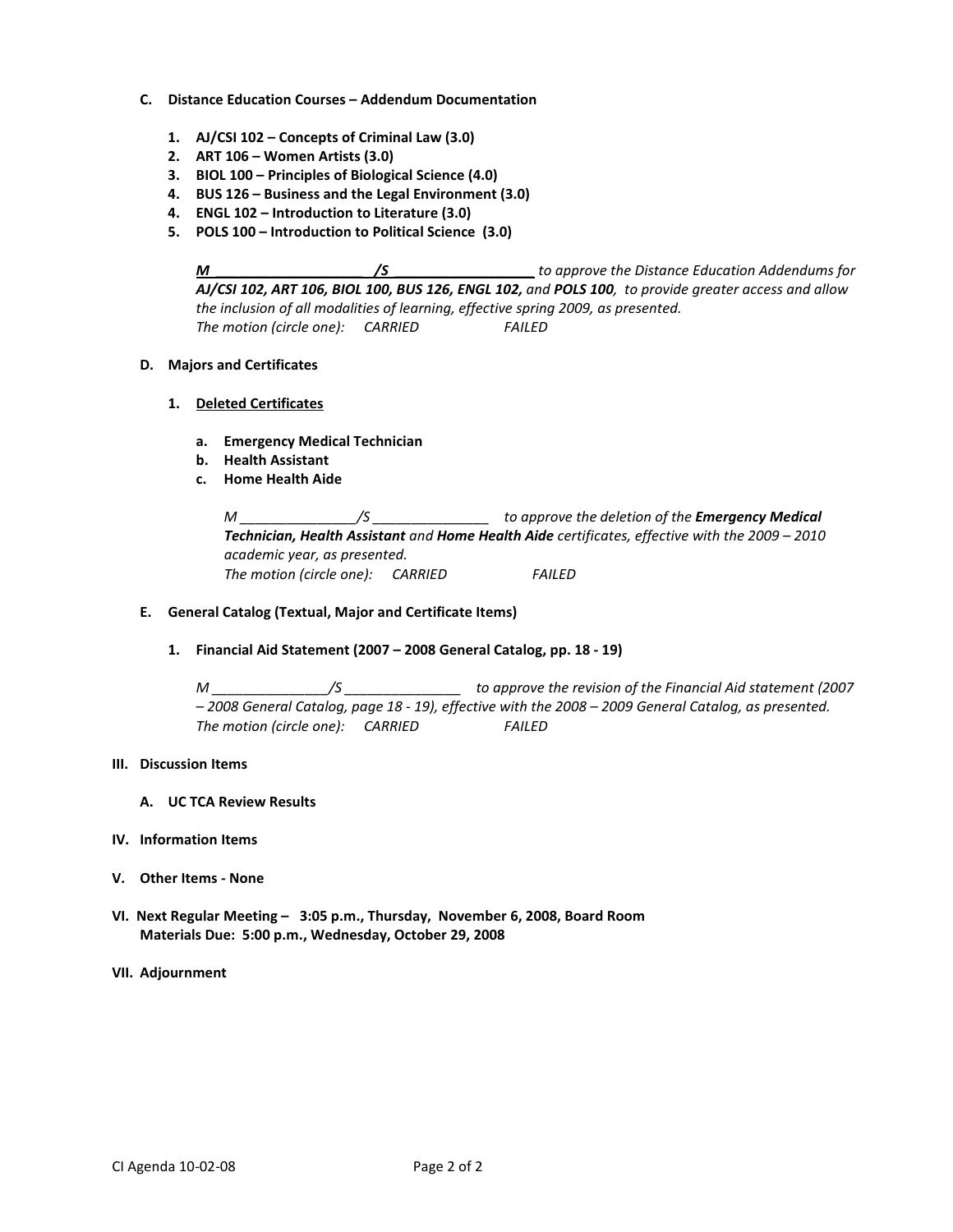**C. Distance Education Courses – Addendum Documentation**

1. **AJ/CSI 102 – Concepts of Criminal Law (3.0)**
2. **ART 106 – Women Artists (3.0)**
3. **BIOL 100 – Principles of Biological Science (4.0)**
4. **BUS 126 – Business and the Legal Environment (3.0)**
4. **ENGL 102 – Introduction to Literature (3.0)**
5. **POLS 100 – Introduction to Political Science (3.0)**

***M___________________/S_________________*** *to approve the Distance Education Addendums for* ***AJ/CSI 102, ART 106, BIOL 100, BUS 126, ENGL 102,*** *and* ***POLS 100****, to provide greater access and allow the inclusion of all modalities of learning, effective spring 2009, as presented.*
*The motion (circle one): CARRIED FAILED*

**D. Majors and Certificates**

1. **Deleted Certificates**

   a. **Emergency Medical Technician**
   b. **Health Assistant**
   c. **Home Health Aide**

   *M _______________/S _______________ to approve the deletion of the* ***Emergency Medical Technician, Health Assistant*** *and* ***Home Health Aide*** *certificates, effective with the 2009 – 2010 academic year, as presented.*
   *The motion (circle one): CARRIED FAILED*

**E. General Catalog (Textual, Major and Certificate Items)**

1. **Financial Aid Statement (2007 – 2008 General Catalog, pp. 18 - 19)**

   *M _______________/S _______________ to approve the revision of the Financial Aid statement (2007 – 2008 General Catalog, page 18 - 19), effective with the 2008 – 2009 General Catalog, as presented.*
   *The motion (circle one): CARRIED FAILED*

**III. Discussion Items**

**A. UC TCA Review Results**

**IV. Information Items**

**V. Other Items - None**

**VI. Next Regular Meeting – 3:05 p.m., Thursday, November 6, 2008, Board Room**
**Materials Due: 5:00 p.m., Wednesday, October 29, 2008**

**VII. Adjournment**